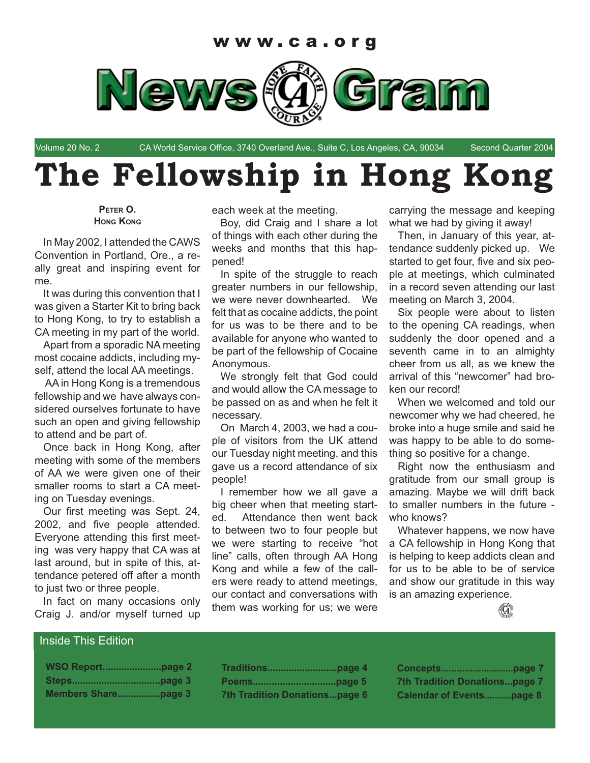www.ca.org

# News Gram

Volume 20 No. 2 CA World Service Office, 3740 Overland Ave., Suite C, Los Angeles, CA, 90034 Second Quarter 2004

# The Fellowship in Hong Kong

**Peter O.**
**Hong Kong**

In May 2002, I attended the CAWS Convention in Portland, Ore., a really great and inspiring event for me.

It was during this convention that I was given a Starter Kit to bring back to Hong Kong, to try to establish a CA meeting in my part of the world.

Apart from a sporadic NA meeting most cocaine addicts, including myself, attend the local AA meetings.

AA in Hong Kong is a tremendous fellowship and we have always considered ourselves fortunate to have such an open and giving fellowship to attend and be part of.

Once back in Hong Kong, after meeting with some of the members of AA we were given one of their smaller rooms to start a CA meeting on Tuesday evenings.

Our first meeting was Sept. 24, 2002, and five people attended. Everyone attending this first meeting was very happy that CA was at last around, but in spite of this, attendance petered off after a month to just two or three people.

In fact on many occasions only Craig J. and/or myself turned up each week at the meeting.

Boy, did Craig and I share a lot of things with each other during the weeks and months that this happened!

In spite of the struggle to reach greater numbers in our fellowship, we were never downhearted. We felt that as cocaine addicts, the point for us was to be there and to be available for anyone who wanted to be part of the fellowship of Cocaine Anonymous.

We strongly felt that God could and would allow the CA message to be passed on as and when he felt it necessary.

On March 4, 2003, we had a couple of visitors from the UK attend our Tuesday night meeting, and this gave us a record attendance of six people!

I remember how we all gave a big cheer when that meeting started. Attendance then went back to between two to four people but we were starting to receive "hot line" calls, often through AA Hong Kong and while a few of the callers were ready to attend meetings, our contact and conversations with them was working for us; we were carrying the message and keeping what we had by giving it away!

Then, in January of this year, attendance suddenly picked up. We started to get four, five and six people at meetings, which culminated in a record seven attending our last meeting on March 3, 2004.

Six people were about to listen to the opening CA readings, when suddenly the door opened and a seventh came in to an almighty cheer from us all, as we knew the arrival of this "newcomer" had broken our record!

When we welcomed and told our newcomer why we had cheered, he broke into a huge smile and said he was happy to be able to do something so positive for a change.

Right now the enthusiasm and gratitude from our small group is amazing. Maybe we will drift back to smaller numbers in the future - who knows?

Whatever happens, we now have a CA fellowship in Hong Kong that is helping to keep addicts clean and for us to be able to be of service and show our gratitude in this way is an amazing experience.

## Inside This Edition

**WSO Report......................page 2**
**Steps................................page 3**
**Members Share................page 3**
**Traditions.........................page 4**
**Poems...............................page 5**
**7th Tradition Donations...page 6**
**Concepts...........................page 7**
**7th Tradition Donations...page 7**
**Calendar of Events..........page 8**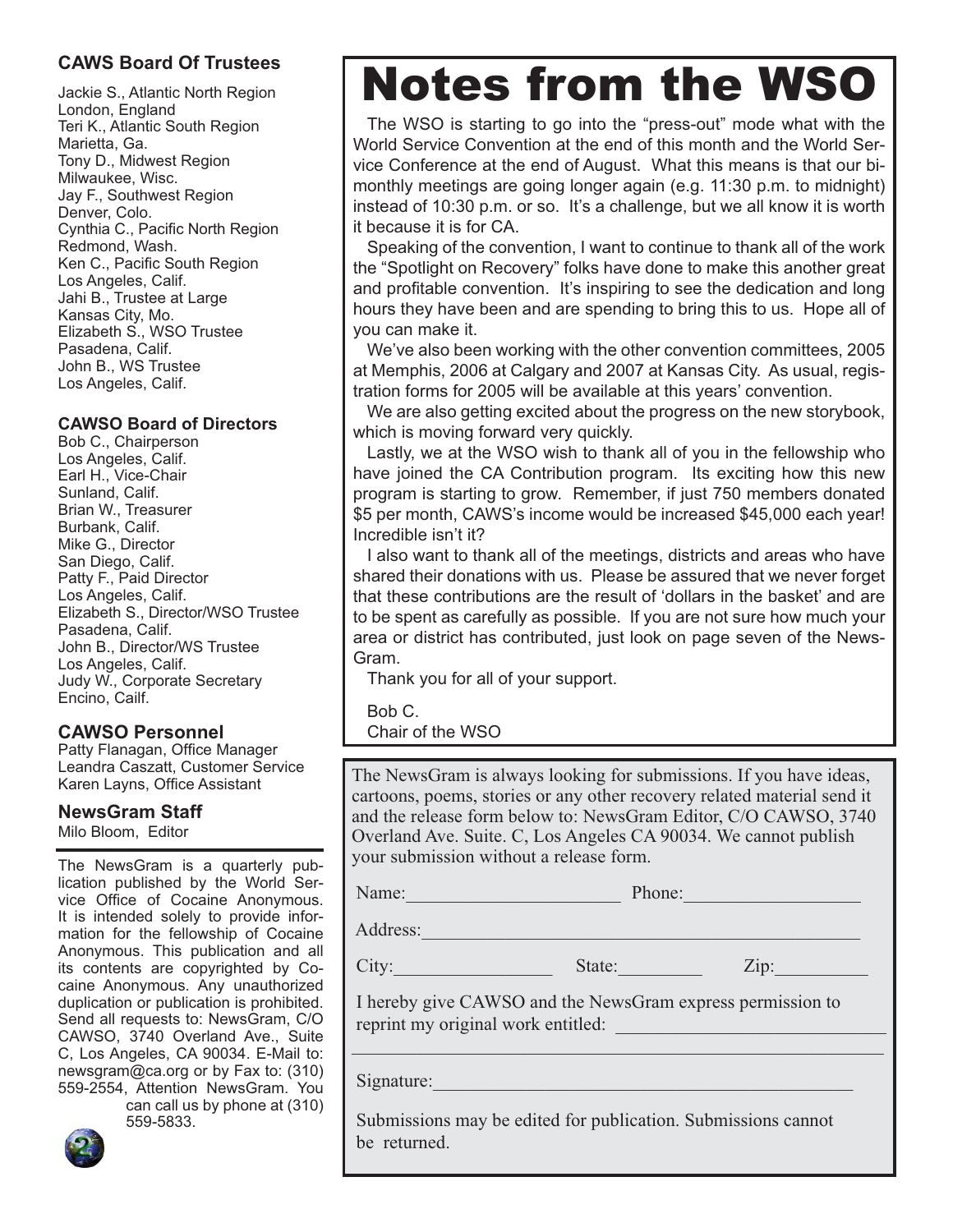### CAWS Board Of Trustees

Jackie S., Atlantic North Region
London, England
Teri K., Atlantic South Region
Marietta, Ga.
Tony D., Midwest Region
Milwaukee, Wisc.
Jay F., Southwest Region
Denver, Colo.
Cynthia C., Pacific North Region
Redmond, Wash.
Ken C., Pacific South Region
Los Angeles, Calif.
Jahi B., Trustee at Large
Kansas City, Mo.
Elizabeth S., WSO Trustee
Pasadena, Calif.
John B., WS Trustee
Los Angeles, Calif.

### CAWSO Board of Directors

Bob C., Chairperson
Los Angeles, Calif.
Earl H., Vice-Chair
Sunland, Calif.
Brian W., Treasurer
Burbank, Calif.
Mike G., Director
San Diego, Calif.
Patty F., Paid Director
Los Angeles, Calif.
Elizabeth S., Director/WSO Trustee
Pasadena, Calif.
John B., Director/WS Trustee
Los Angeles, Calif.
Judy W., Corporate Secretary
Encino, Cailf.

### CAWSO Personnel

Patty Flanagan, Office Manager
Leandra Caszatt, Customer Service
Karen Layns, Office Assistant

### NewsGram Staff

Milo Bloom, Editor

The NewsGram is a quarterly publication published by the World Service Office of Cocaine Anonymous. It is intended solely to provide information for the fellowship of Cocaine Anonymous. This publication and all its contents are copyrighted by Cocaine Anonymous. Any unauthorized duplication or publication is prohibited. Send all requests to: NewsGram, C/O CAWSO, 3740 Overland Ave., Suite C, Los Angeles, CA 90034. E-Mail to: newsgram@ca.org or by Fax to: (310) 559-2554, Attention NewsGram. You can call us by phone at (310) 559-5833.

# Notes from the WSO

The WSO is starting to go into the "press-out" mode what with the World Service Convention at the end of this month and the World Service Conference at the end of August. What this means is that our bi-monthly meetings are going longer again (e.g. 11:30 p.m. to midnight) instead of 10:30 p.m. or so. It's a challenge, but we all know it is worth it because it is for CA.

Speaking of the convention, I want to continue to thank all of the work the "Spotlight on Recovery" folks have done to make this another great and profitable convention. It's inspiring to see the dedication and long hours they have been and are spending to bring this to us. Hope all of you can make it.

We've also been working with the other convention committees, 2005 at Memphis, 2006 at Calgary and 2007 at Kansas City. As usual, registration forms for 2005 will be available at this years' convention.

We are also getting excited about the progress on the new storybook, which is moving forward very quickly.

Lastly, we at the WSO wish to thank all of you in the fellowship who have joined the CA Contribution program. Its exciting how this new program is starting to grow. Remember, if just 750 members donated $5 per month, CAWS's income would be increased $45,000 each year! Incredible isn't it?

I also want to thank all of the meetings, districts and areas who have shared their donations with us. Please be assured that we never forget that these contributions are the result of 'dollars in the basket' and are to be spent as carefully as possible. If you are not sure how much your area or district has contributed, just look on page seven of the NewsGram.

Thank you for all of your support.

Bob C.
Chair of the WSO

The NewsGram is always looking for submissions. If you have ideas, cartoons, poems, stories or any other recovery related material send it and the release form below to: NewsGram Editor, C/O CAWSO, 3740 Overland Ave. Suite. C, Los Angeles CA 90034. We cannot publish your submission without a release form.

Name:______________________ Phone:__________________

Address:_____________________________________________

City:________________ State:_________ Zip:__________

I hereby give CAWSO and the NewsGram express permission to reprint my original work entitled: ____________________________

_____________________________________________________

Signature:___________________________________________

Submissions may be edited for publication. Submissions cannot be returned.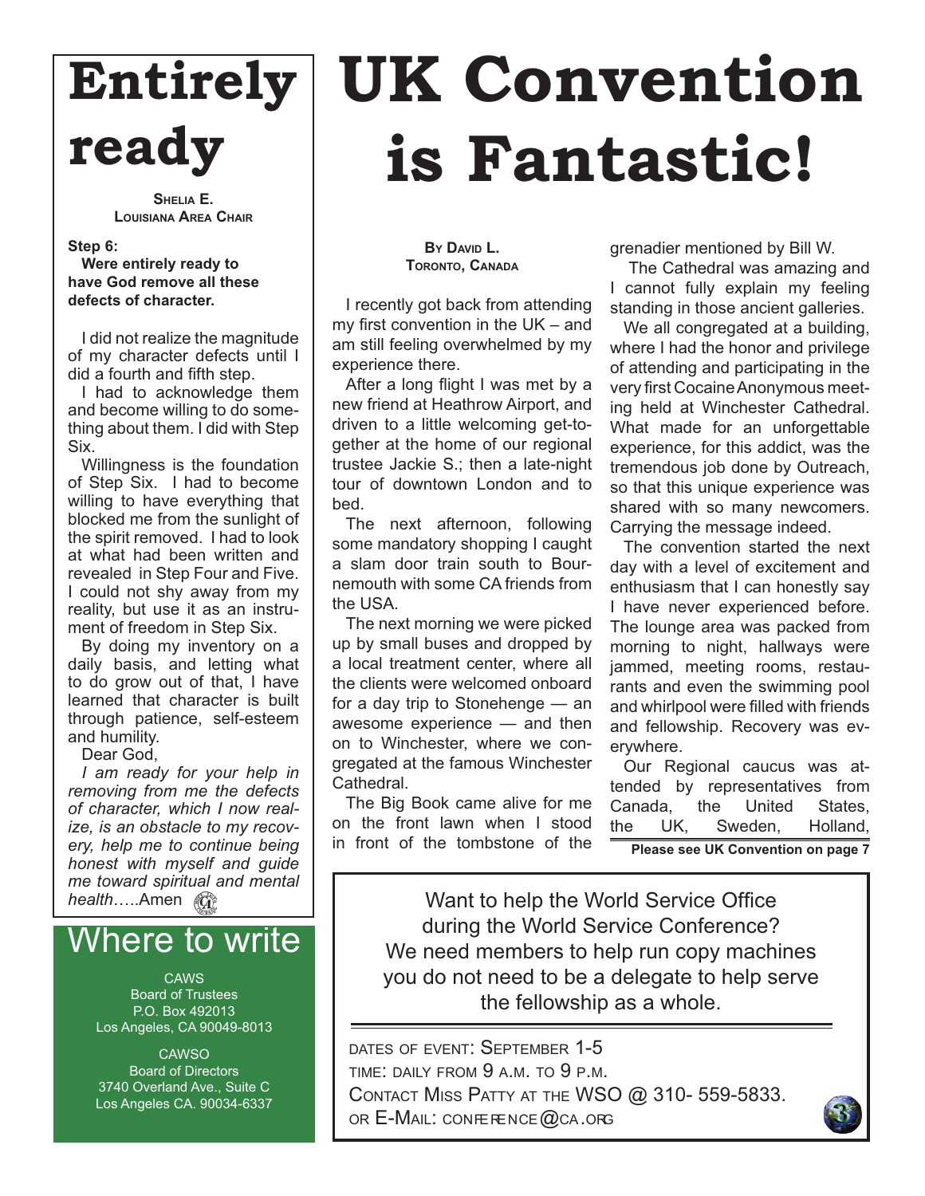# Entirely ready

**Shelia E.**
**Louisiana Area Chair**

**Step 6:**
**Were entirely ready to have God remove all these defects of character.**

I did not realize the magnitude of my character defects until I did a fourth and fifth step.

I had to acknowledge them and become willing to do something about them. I did with Step Six.

Willingness is the foundation of Step Six. I had to become willing to have everything that blocked me from the sunlight of the spirit removed. I had to look at what had been written and revealed in Step Four and Five. I could not shy away from my reality, but use it as an instrument of freedom in Step Six.

By doing my inventory on a daily basis, and letting what to do grow out of that, I have learned that character is built through patience, self-esteem and humility.

Dear God,

*I am ready for your help in removing from me the defects of character, which I now realize, is an obstacle to my recovery, help me to continue being honest with myself and guide me toward spiritual and mental health*…..Amen

## Where to write

CAWS
Board of Trustees
P.O. Box 492013
Los Angeles, CA 90049-8013

CAWSO
Board of Directors
3740 Overland Ave., Suite C
Los Angeles CA. 90034-6337

# UK Convention is Fantastic!

**By David L.**
**Toronto, Canada**

I recently got back from attending my first convention in the UK – and am still feeling overwhelmed by my experience there.

After a long flight I was met by a new friend at Heathrow Airport, and driven to a little welcoming get-together at the home of our regional trustee Jackie S.; then a late-night tour of downtown London and to bed.

The next afternoon, following some mandatory shopping I caught a slam door train south to Bournemouth with some CA friends from the USA.

The next morning we were picked up by small buses and dropped by a local treatment center, where all the clients were welcomed onboard for a day trip to Stonehenge — an awesome experience — and then on to Winchester, where we congregated at the famous Winchester Cathedral.

The Big Book came alive for me on the front lawn when I stood in front of the tombstone of the grenadier mentioned by Bill W.

The Cathedral was amazing and I cannot fully explain my feeling standing in those ancient galleries.

We all congregated at a building, where I had the honor and privilege of attending and participating in the very first Cocaine Anonymous meeting held at Winchester Cathedral. What made for an unforgettable experience, for this addict, was the tremendous job done by Outreach, so that this unique experience was shared with so many newcomers. Carrying the message indeed.

The convention started the next day with a level of excitement and enthusiasm that I can honestly say I have never experienced before. The lounge area was packed from morning to night, hallways were jammed, meeting rooms, restaurants and even the swimming pool and whirlpool were filled with friends and fellowship. Recovery was everywhere.

Our Regional caucus was attended by representatives from Canada, the United States, the UK, Sweden, Holland,

**Please see UK Convention on page 7**

---

Want to help the World Service Office during the World Service Conference? We need members to help run copy machines you do not need to be a delegate to help serve the fellowship as a whole.

Dates of event: September 1-5
Time: daily from 9 a.m. to 9 p.m.
Contact Miss Patty at the WSO @ 310- 559-5833.
or E-Mail: conference@ca.org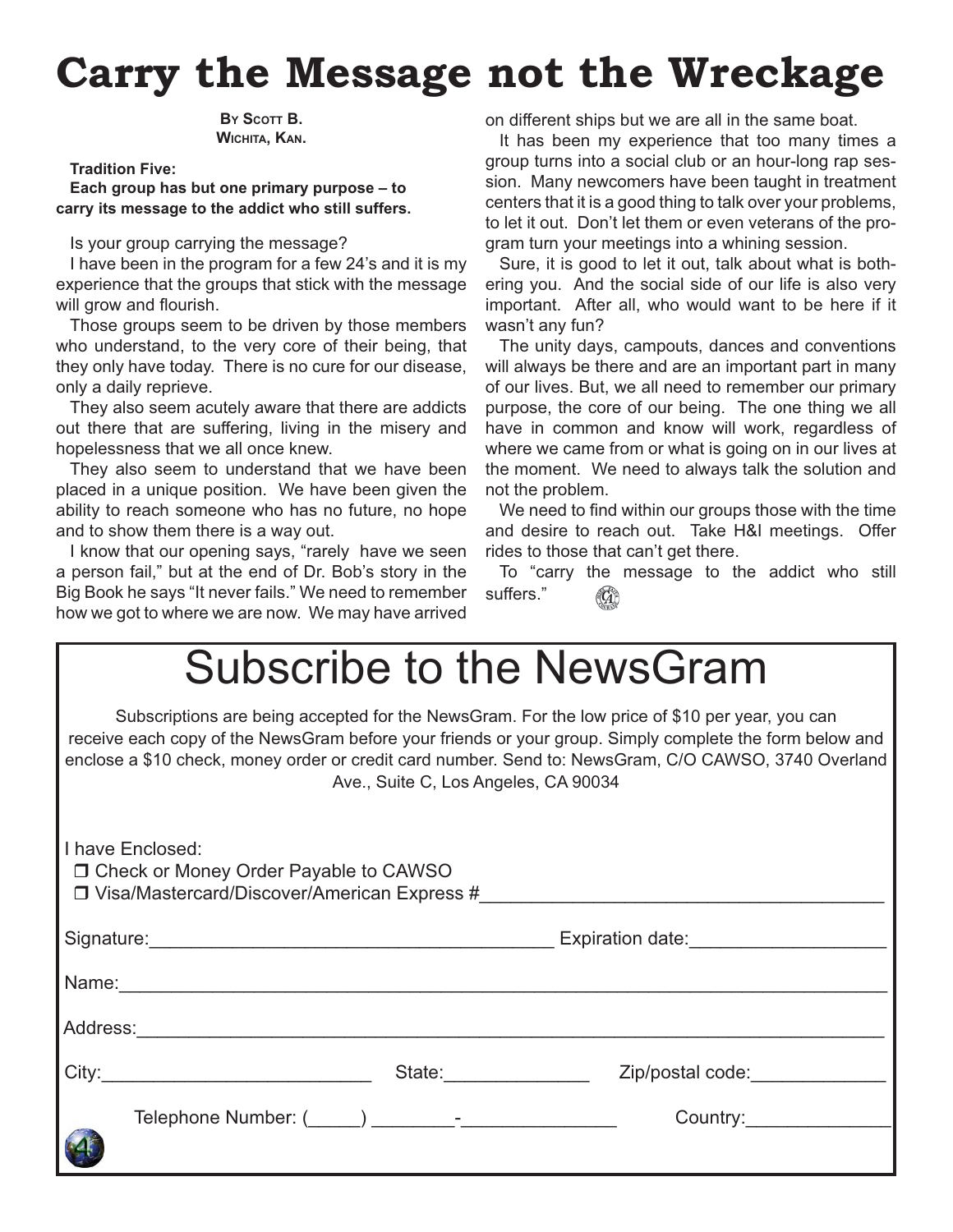# Carry the Message not the Wreckage

**By Scott B.**
**Wichita, Kan.**

**Tradition Five:**
**Each group has but one primary purpose – to carry its message to the addict who still suffers.**

Is your group carrying the message?

I have been in the program for a few 24's and it is my experience that the groups that stick with the message will grow and flourish.

Those groups seem to be driven by those members who understand, to the very core of their being, that they only have today. There is no cure for our disease, only a daily reprieve.

They also seem acutely aware that there are addicts out there that are suffering, living in the misery and hopelessness that we all once knew.

They also seem to understand that we have been placed in a unique position. We have been given the ability to reach someone who has no future, no hope and to show them there is a way out.

I know that our opening says, "rarely have we seen a person fail," but at the end of Dr. Bob's story in the Big Book he says "It never fails." We need to remember how we got to where we are now. We may have arrived on different ships but we are all in the same boat.

It has been my experience that too many times a group turns into a social club or an hour-long rap session. Many newcomers have been taught in treatment centers that it is a good thing to talk over your problems, to let it out. Don't let them or even veterans of the program turn your meetings into a whining session.

Sure, it is good to let it out, talk about what is bothering you. And the social side of our life is also very important. After all, who would want to be here if it wasn't any fun?

The unity days, campouts, dances and conventions will always be there and are an important part in many of our lives. But, we all need to remember our primary purpose, the core of our being. The one thing we all have in common and know will work, regardless of where we came from or what is going on in our lives at the moment. We need to always talk the solution and not the problem.

We need to find within our groups those with the time and desire to reach out. Take H&I meetings. Offer rides to those that can't get there.

To "carry the message to the addict who still suffers."

# Subscribe to the NewsGram

Subscriptions are being accepted for the NewsGram. For the low price of $10 per year, you can receive each copy of the NewsGram before your friends or your group. Simply complete the form below and enclose a $10 check, money order or credit card number. Send to: NewsGram, C/O CAWSO, 3740 Overland Ave., Suite C, Los Angeles, CA 90034

I have Enclosed:
- ❒ Check or Money Order Payable to CAWSO
- ❒ Visa/Mastercard/Discover/American Express #______________________________________

Signature:______________________________________ Expiration date:__________________

Name:__________________________________________________________________________

Address:________________________________________________________________________

City:__________________________ State:______________ Zip/postal code:_____________

Telephone Number: (_____) ________-_______________ Country:______________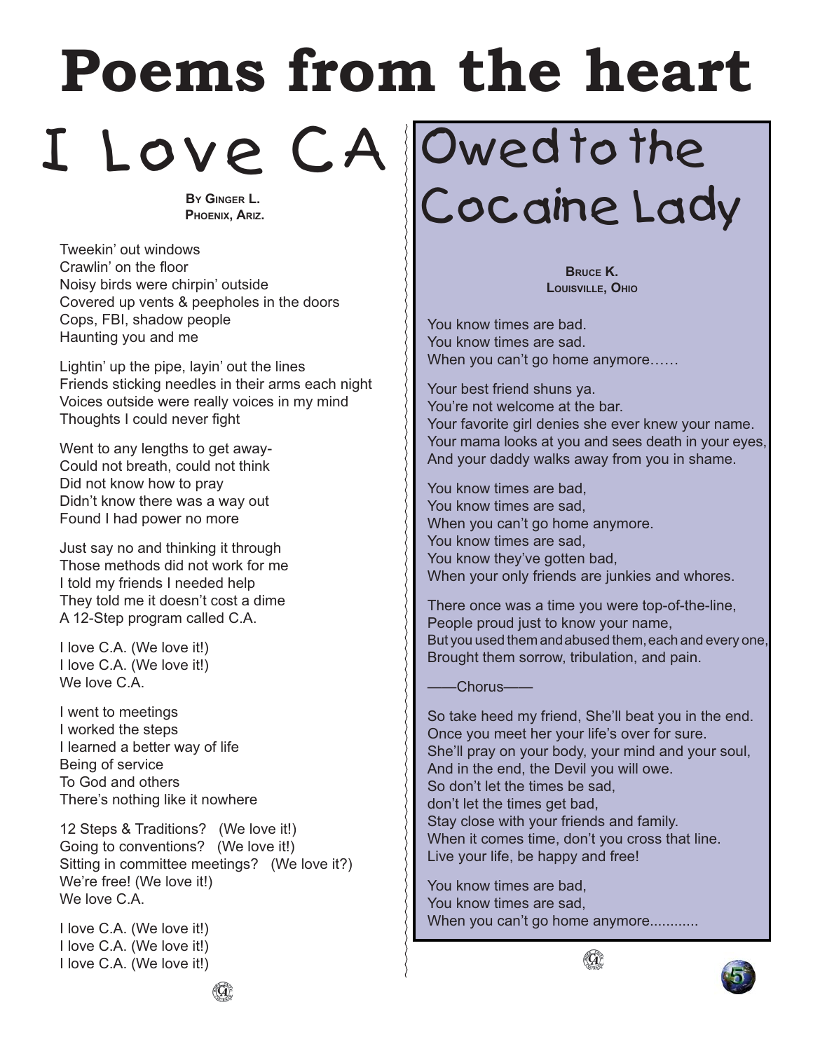# Poems from the heart

## I Love CA

**By Ginger L.**
**Phoenix, Ariz.**

Tweekin' out windows
Crawlin' on the floor
Noisy birds were chirpin' outside
Covered up vents & peepholes in the doors
Cops, FBI, shadow people
Haunting you and me

Lightin' up the pipe, layin' out the lines
Friends sticking needles in their arms each night
Voices outside were really voices in my mind
Thoughts I could never fight

Went to any lengths to get away-
Could not breath, could not think
Did not know how to pray
Didn't know there was a way out
Found I had power no more

Just say no and thinking it through
Those methods did not work for me
I told my friends I needed help
They told me it doesn't cost a dime
A 12-Step program called C.A.

I love C.A. (We love it!)
I love C.A. (We love it!)
We love C.A.

I went to meetings
I worked the steps
I learned a better way of life
Being of service
To God and others
There's nothing like it nowhere

12 Steps & Traditions? (We love it!)
Going to conventions? (We love it!)
Sitting in committee meetings? (We love it?)
We're free! (We love it!)
We love C.A.

I love C.A. (We love it!)
I love C.A. (We love it!)
I love C.A. (We love it!)

## Owed to the Cocaine Lady

**Bruce K.**
**Louisville, Ohio**

You know times are bad.
You know times are sad.
When you can't go home anymore……

Your best friend shuns ya.
You're not welcome at the bar.
Your favorite girl denies she ever knew your name.
Your mama looks at you and sees death in your eyes,
And your daddy walks away from you in shame.

You know times are bad,
You know times are sad,
When you can't go home anymore.
You know times are sad,
You know they've gotten bad,
When your only friends are junkies and whores.

There once was a time you were top-of-the-line,
People proud just to know your name,
But you used them and abused them, each and every one,
Brought them sorrow, tribulation, and pain.

——Chorus——

So take heed my friend, She'll beat you in the end.
Once you meet her your life's over for sure.
She'll pray on your body, your mind and your soul,
And in the end, the Devil you will owe.
So don't let the times be sad,
don't let the times get bad,
Stay close with your friends and family.
When it comes time, don't you cross that line.
Live your life, be happy and free!

You know times are bad,
You know times are sad,
When you can't go home anymore............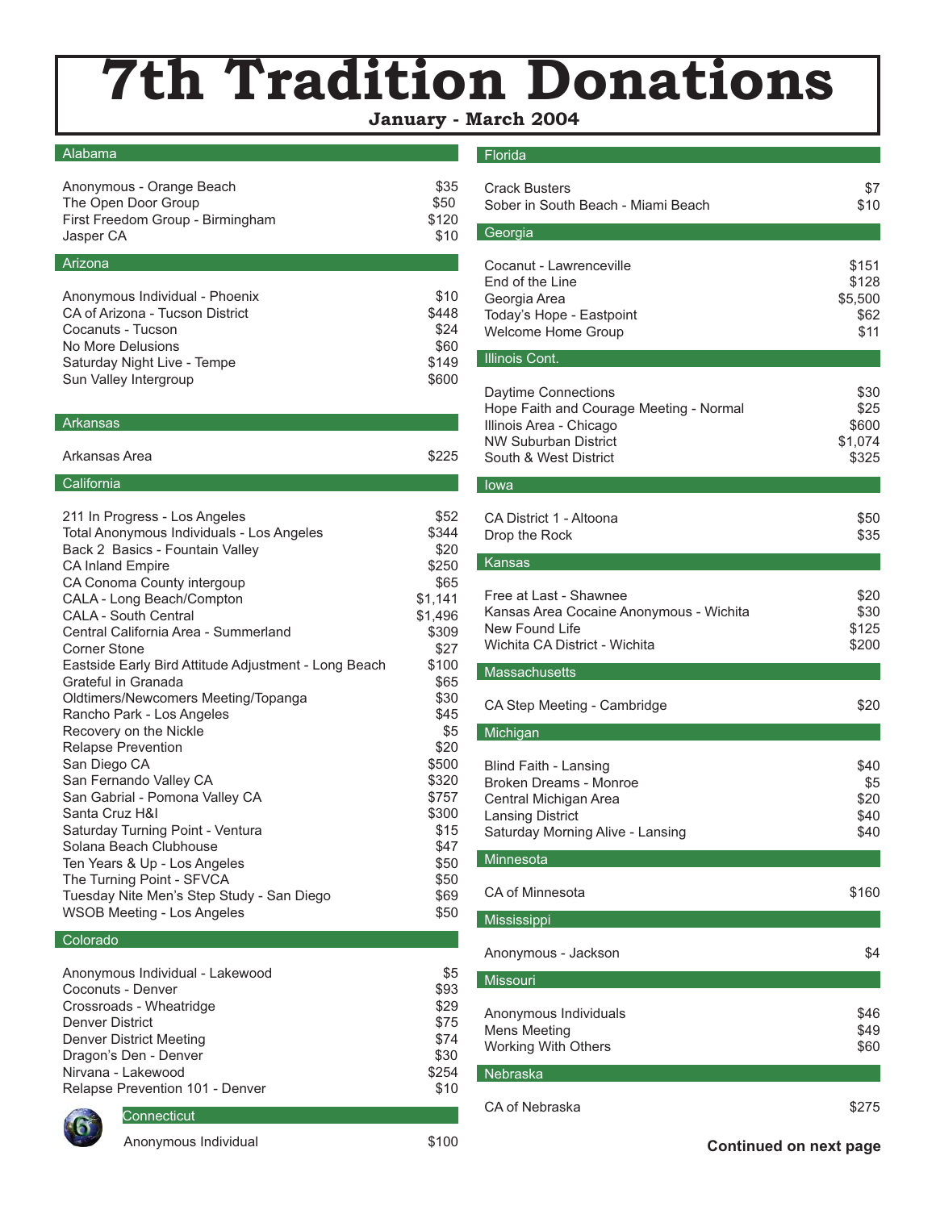# 7th Tradition Donations

**January - March 2004**

## Alabama

| | |
|---|---|
| Anonymous - Orange Beach | $35 |
| The Open Door Group | $50 |
| First Freedom Group - Birmingham | $120 |
| Jasper CA | $10 |

## Arizona

| | |
|---|---|
| Anonymous Individual - Phoenix | $10 |
| CA of Arizona - Tucson District | $448 |
| Cocanuts - Tucson | $24 |
| No More Delusions | $60 |
| Saturday Night Live - Tempe | $149 |
| Sun Valley Intergroup | $600 |

## Arkansas

| | |
|---|---|
| Arkansas Area | $225 |

## California

| | |
|---|---|
| 211 In Progress - Los Angeles | $52 |
| Total Anonymous Individuals - Los Angeles | $344 |
| Back 2 Basics - Fountain Valley | $20 |
| CA Inland Empire | $250 |
| CA Conoma County intergoup | $65 |
| CALA - Long Beach/Compton | $1,141 |
| CALA - South Central | $1,496 |
| Central California Area - Summerland | $309 |
| Corner Stone | $27 |
| Eastside Early Bird Attitude Adjustment - Long Beach | $100 |
| Grateful in Granada | $65 |
| Oldtimers/Newcomers Meeting/Topanga | $30 |
| Rancho Park - Los Angeles | $45 |
| Recovery on the Nickle | $5 |
| Relapse Prevention | $20 |
| San Diego CA | $500 |
| San Fernando Valley CA | $320 |
| San Gabrial - Pomona Valley CA | $757 |
| Santa Cruz H&I | $300 |
| Saturday Turning Point - Ventura | $15 |
| Solana Beach Clubhouse | $47 |
| Ten Years & Up - Los Angeles | $50 |
| The Turning Point - SFVCA | $50 |
| Tuesday Nite Men's Step Study - San Diego | $69 |
| WSOB Meeting - Los Angeles | $50 |

## Colorado

| | |
|---|---|
| Anonymous Individual - Lakewood | $5 |
| Coconuts - Denver | $93 |
| Crossroads - Wheatridge | $29 |
| Denver District | $75 |
| Denver District Meeting | $74 |
| Dragon's Den - Denver | $30 |
| Nirvana - Lakewood | $254 |
| Relapse Prevention 101 - Denver | $10 |

## Connecticut

| | |
|---|---|
| Anonymous Individual | $100 |

## Florida

| | |
|---|---|
| Crack Busters | $7 |
| Sober in South Beach - Miami Beach | $10 |

## Georgia

| | |
|---|---|
| Cocanut - Lawrenceville | $151 |
| End of the Line | $128 |
| Georgia Area | $5,500 |
| Today's Hope - Eastpoint | $62 |
| Welcome Home Group | $11 |

## Illinois Cont.

| | |
|---|---|
| Daytime Connections | $30 |
| Hope Faith and Courage Meeting - Normal | $25 |
| Illinois Area - Chicago | $600 |
| NW Suburban District | $1,074 |
| South & West District | $325 |

## Iowa

| | |
|---|---|
| CA District 1 - Altoona | $50 |
| Drop the Rock | $35 |

## Kansas

| | |
|---|---|
| Free at Last - Shawnee | $20 |
| Kansas Area Cocaine Anonymous - Wichita | $30 |
| New Found Life | $125 |
| Wichita CA District - Wichita | $200 |

## Massachusetts

| | |
|---|---|
| CA Step Meeting - Cambridge | $20 |

## Michigan

| | |
|---|---|
| Blind Faith - Lansing | $40 |
| Broken Dreams - Monroe | $5 |
| Central Michigan Area | $20 |
| Lansing District | $40 |
| Saturday Morning Alive - Lansing | $40 |

## Minnesota

| | |
|---|---|
| CA of Minnesota | $160 |

## Mississippi

| | |
|---|---|
| Anonymous - Jackson | $4 |

## Missouri

| | |
|---|---|
| Anonymous Individuals | $46 |
| Mens Meeting | $49 |
| Working With Others | $60 |

## Nebraska

| | |
|---|---|
| CA of Nebraska | $275 |

**Continued on next page**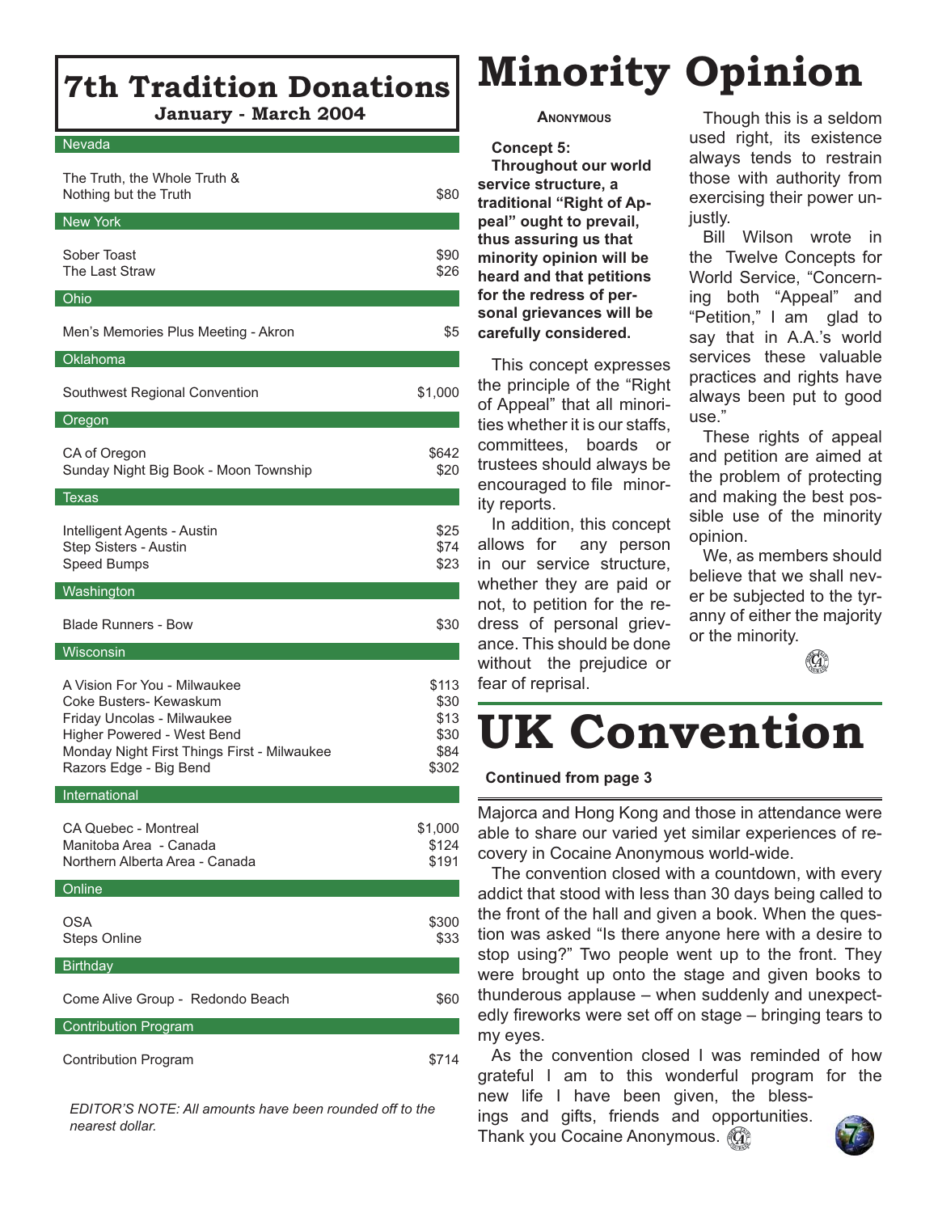# 7th Tradition Donations

**January - March 2004**

| Nevada | |
|---|---|
| The Truth, the Whole Truth & Nothing but the Truth | $80 |
| **New York** | |
| Sober Toast | $90 |
| The Last Straw | $26 |
| **Ohio** | |
| Men's Memories Plus Meeting - Akron | $5 |
| **Oklahoma** | |
| Southwest Regional Convention | $1,000 |
| **Oregon** | |
| CA of Oregon | $642 |
| Sunday Night Big Book - Moon Township | $20 |
| **Texas** | |
| Intelligent Agents - Austin | $25 |
| Step Sisters - Austin | $74 |
| Speed Bumps | $23 |
| **Washington** | |
| Blade Runners - Bow | $30 |
| **Wisconsin** | |
| A Vision For You - Milwaukee | $113 |
| Coke Busters- Kewaskum | $30 |
| Friday Uncolas - Milwaukee | $13 |
| Higher Powered - West Bend | $30 |
| Monday Night First Things First - Milwaukee | $84 |
| Razors Edge - Big Bend | $302 |
| **International** | |
| CA Quebec - Montreal | $1,000 |
| Manitoba Area - Canada | $124 |
| Northern Alberta Area - Canada | $191 |
| **Online** | |
| OSA | $300 |
| Steps Online | $33 |
| **Birthday** | |
| Come Alive Group - Redondo Beach | $60 |
| **Contribution Program** | |
| Contribution Program | $714 |

*EDITOR'S NOTE: All amounts have been rounded off to the nearest dollar.*

# Minority Opinion

**ANONYMOUS**

**Concept 5:**
**Throughout our world service structure, a traditional "Right of Appeal" ought to prevail, thus assuring us that minority opinion will be heard and that petitions for the redress of personal grievances will be carefully considered.**

This concept expresses the principle of the "Right of Appeal" that all minorities whether it is our staffs, committees, boards or trustees should always be encouraged to file minority reports.

In addition, this concept allows for any person in our service structure, whether they are paid or not, to petition for the redress of personal grievance. This should be done without the prejudice or fear of reprisal.

Though this is a seldom used right, its existence always tends to restrain those with authority from exercising their power unjustly.

Bill Wilson wrote in the Twelve Concepts for World Service, "Concerning both "Appeal" and "Petition," I am glad to say that in A.A.'s world services these valuable practices and rights have always been put to good use."

These rights of appeal and petition are aimed at the problem of protecting and making the best possible use of the minority opinion.

We, as members should believe that we shall never be subjected to the tyranny of either the majority or the minority.

# UK Convention

**Continued from page 3**

Majorca and Hong Kong and those in attendance were able to share our varied yet similar experiences of recovery in Cocaine Anonymous world-wide.

The convention closed with a countdown, with every addict that stood with less than 30 days being called to the front of the hall and given a book. When the question was asked "Is there anyone here with a desire to stop using?" Two people went up to the front. They were brought up onto the stage and given books to thunderous applause – when suddenly and unexpectedly fireworks were set off on stage – bringing tears to my eyes.

As the convention closed I was reminded of how grateful I am to this wonderful program for the new life I have been given, the blessings and gifts, friends and opportunities. Thank you Cocaine Anonymous.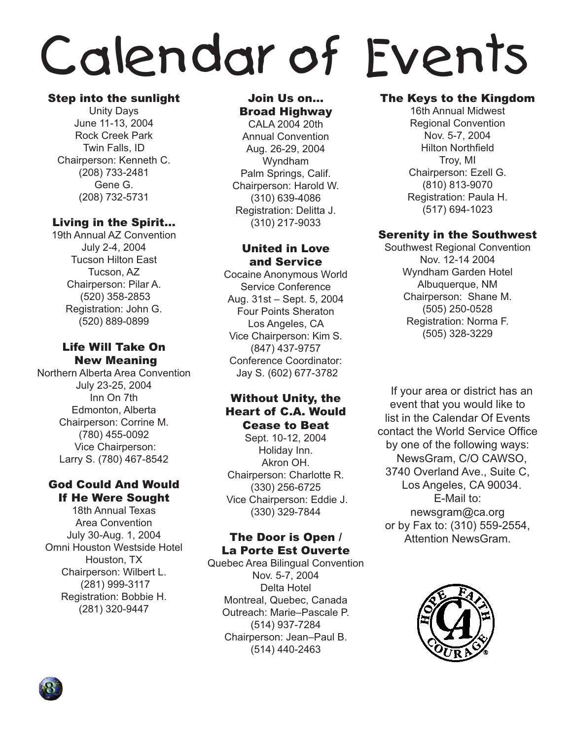# Calendar of Events

### Step into the sunlight

Unity Days
June 11-13, 2004
Rock Creek Park
Twin Falls, ID
Chairperson: Kenneth C.
(208) 733-2481
Gene G.
(208) 732-5731

### Living in the Spirit...

19th Annual AZ Convention
July 2-4, 2004
Tucson Hilton East
Tucson, AZ
Chairperson: Pilar A.
(520) 358-2853
Registration: John G.
(520) 889-0899

### Life Will Take On New Meaning

Northern Alberta Area Convention
July 23-25, 2004
Inn On 7th
Edmonton, Alberta
Chairperson: Corrine M.
(780) 455-0092
Vice Chairperson:
Larry S. (780) 467-8542

### God Could And Would If He Were Sought

18th Annual Texas
Area Convention
July 30-Aug. 1, 2004
Omni Houston Westside Hotel
Houston, TX
Chairperson: Wilbert L.
(281) 999-3117
Registration: Bobbie H.
(281) 320-9447

### Join Us on... Broad Highway

CALA 2004 20th
Annual Convention
Aug. 26-29, 2004
Wyndham
Palm Springs, Calif.
Chairperson: Harold W.
(310) 639-4086
Registration: Delitta J.
(310) 217-9033

### United in Love and Service

Cocaine Anonymous World
Service Conference
Aug. 31st – Sept. 5, 2004
Four Points Sheraton
Los Angeles, CA
Vice Chairperson: Kim S.
(847) 437-9757
Conference Coordinator:
Jay S. (602) 677-3782

### Without Unity, the Heart of C.A. Would Cease to Beat

Sept. 10-12, 2004
Holiday Inn.
Akron OH.
Chairperson: Charlotte R.
(330) 256-6725
Vice Chairperson: Eddie J.
(330) 329-7844

### The Door is Open / La Porte Est Ouverte

Quebec Area Bilingual Convention
Nov. 5-7, 2004
Delta Hotel
Montreal, Quebec, Canada
Outreach: Marie–Pascale P.
(514) 937-7284
Chairperson: Jean–Paul B.
(514) 440-2463

### The Keys to the Kingdom

16th Annual Midwest
Regional Convention
Nov. 5-7, 2004
Hilton Northfield
Troy, MI
Chairperson: Ezell G.
(810) 813-9070
Registration: Paula H.
(517) 694-1023

### Serenity in the Southwest

Southwest Regional Convention
Nov. 12-14 2004
Wyndham Garden Hotel
Albuquerque, NM
Chairperson: Shane M.
(505) 250-0528
Registration: Norma F.
(505) 328-3229

If your area or district has an event that you would like to list in the Calendar Of Events contact the World Service Office by one of the following ways:
NewsGram, C/O CAWSO,
3740 Overland Ave., Suite C,
Los Angeles, CA 90034.
E-Mail to:
newsgram@ca.org
or by Fax to: (310) 559-2554,
Attention NewsGram.